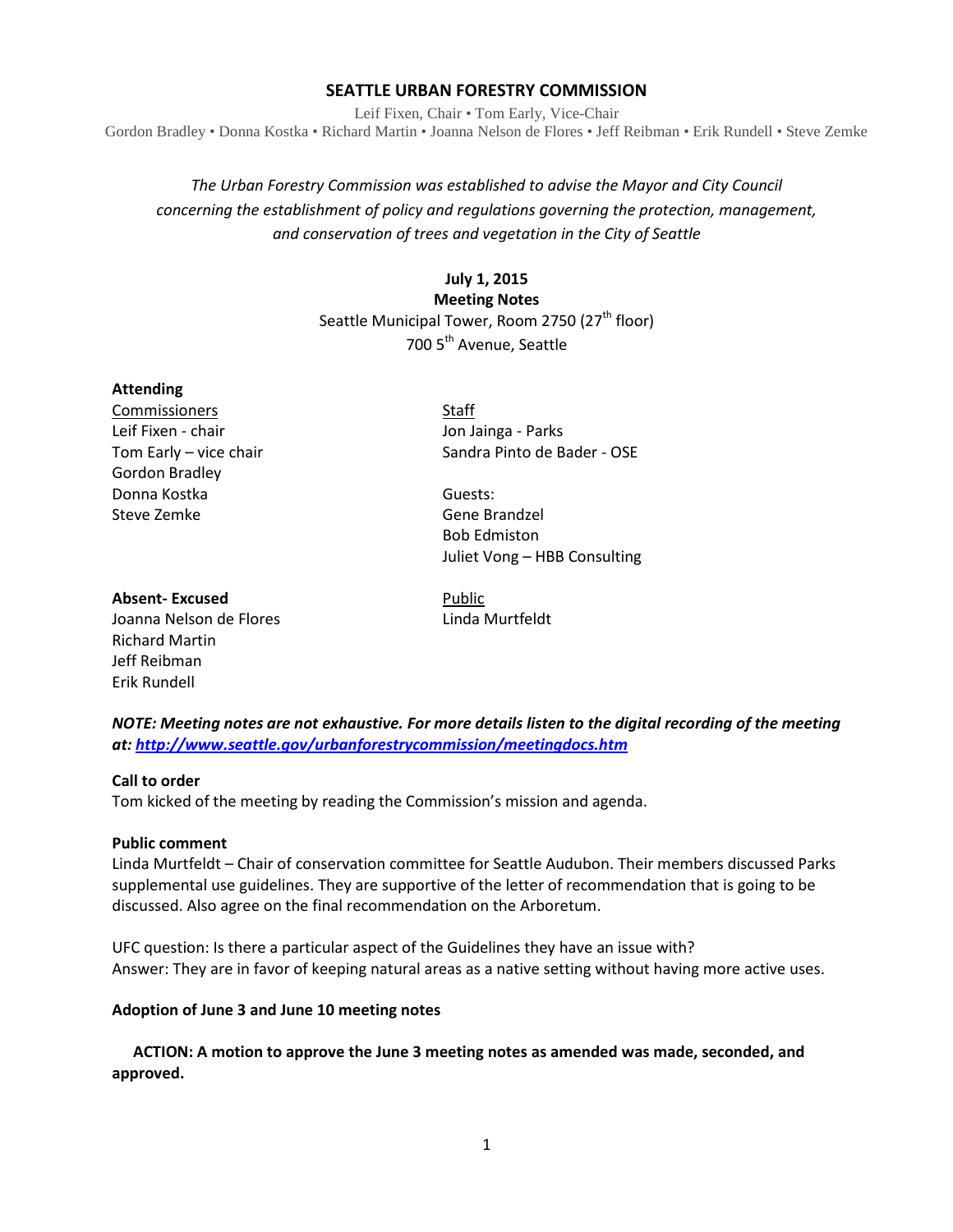# SEATTLE URBAN FORESTRY COMMISSION

Leif Fixen, Chair • Tom Early, Vice-Chair
Gordon Bradley • Donna Kostka • Richard Martin • Joanna Nelson de Flores • Jeff Reibman • Erik Rundell • Steve Zemke

*The Urban Forestry Commission was established to advise the Mayor and City Council concerning the establishment of policy and regulations governing the protection, management, and conservation of trees and vegetation in the City of Seattle*

**July 1, 2015**
**Meeting Notes**
Seattle Municipal Tower, Room 2750 (27th floor)
700 5th Avenue, Seattle

**Attending**

Commissioners
Leif Fixen - chair
Tom Early – vice chair
Gordon Bradley
Donna Kostka
Steve Zemke

Staff
Jon Jainga - Parks
Sandra Pinto de Bader - OSE

Guests:
Gene Brandzel
Bob Edmiston
Juliet Vong – HBB Consulting

**Absent- Excused**
Joanna Nelson de Flores
Richard Martin
Jeff Reibman
Erik Rundell

Public
Linda Murtfeldt

***NOTE: Meeting notes are not exhaustive. For more details listen to the digital recording of the meeting at: http://www.seattle.gov/urbanforestrycommission/meetingdocs.htm***

**Call to order**
Tom kicked of the meeting by reading the Commission's mission and agenda.

**Public comment**
Linda Murtfeldt – Chair of conservation committee for Seattle Audubon. Their members discussed Parks supplemental use guidelines. They are supportive of the letter of recommendation that is going to be discussed. Also agree on the final recommendation on the Arboretum.

UFC question: Is there a particular aspect of the Guidelines they have an issue with?
Answer: They are in favor of keeping natural areas as a native setting without having more active uses.

**Adoption of June 3 and June 10 meeting notes**

**ACTION: A motion to approve the June 3 meeting notes as amended was made, seconded, and approved.**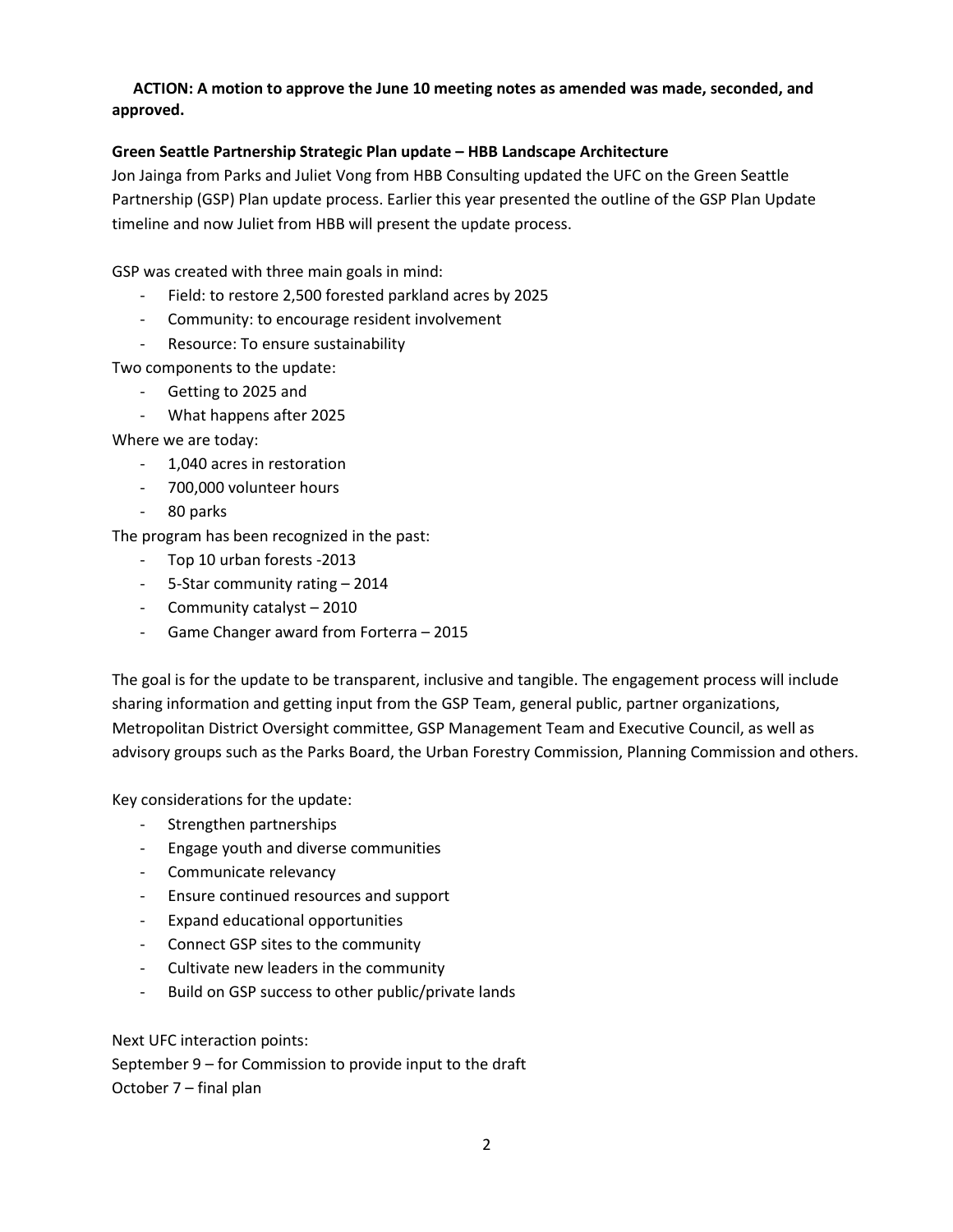**ACTION: A motion to approve the June 10 meeting notes as amended was made, seconded, and approved.**

**Green Seattle Partnership Strategic Plan update – HBB Landscape Architecture**

Jon Jainga from Parks and Juliet Vong from HBB Consulting updated the UFC on the Green Seattle Partnership (GSP) Plan update process. Earlier this year presented the outline of the GSP Plan Update timeline and now Juliet from HBB will present the update process.

GSP was created with three main goals in mind:

- Field: to restore 2,500 forested parkland acres by 2025
- Community: to encourage resident involvement
- Resource: To ensure sustainability

Two components to the update:

- Getting to 2025 and
- What happens after 2025

Where we are today:

- 1,040 acres in restoration
- 700,000 volunteer hours
- 80 parks

The program has been recognized in the past:

- Top 10 urban forests -2013
- 5-Star community rating – 2014
- Community catalyst – 2010
- Game Changer award from Forterra – 2015

The goal is for the update to be transparent, inclusive and tangible. The engagement process will include sharing information and getting input from the GSP Team, general public, partner organizations, Metropolitan District Oversight committee, GSP Management Team and Executive Council, as well as advisory groups such as the Parks Board, the Urban Forestry Commission, Planning Commission and others.

Key considerations for the update:

- Strengthen partnerships
- Engage youth and diverse communities
- Communicate relevancy
- Ensure continued resources and support
- Expand educational opportunities
- Connect GSP sites to the community
- Cultivate new leaders in the community
- Build on GSP success to other public/private lands

Next UFC interaction points:

September 9 – for Commission to provide input to the draft

October 7 – final plan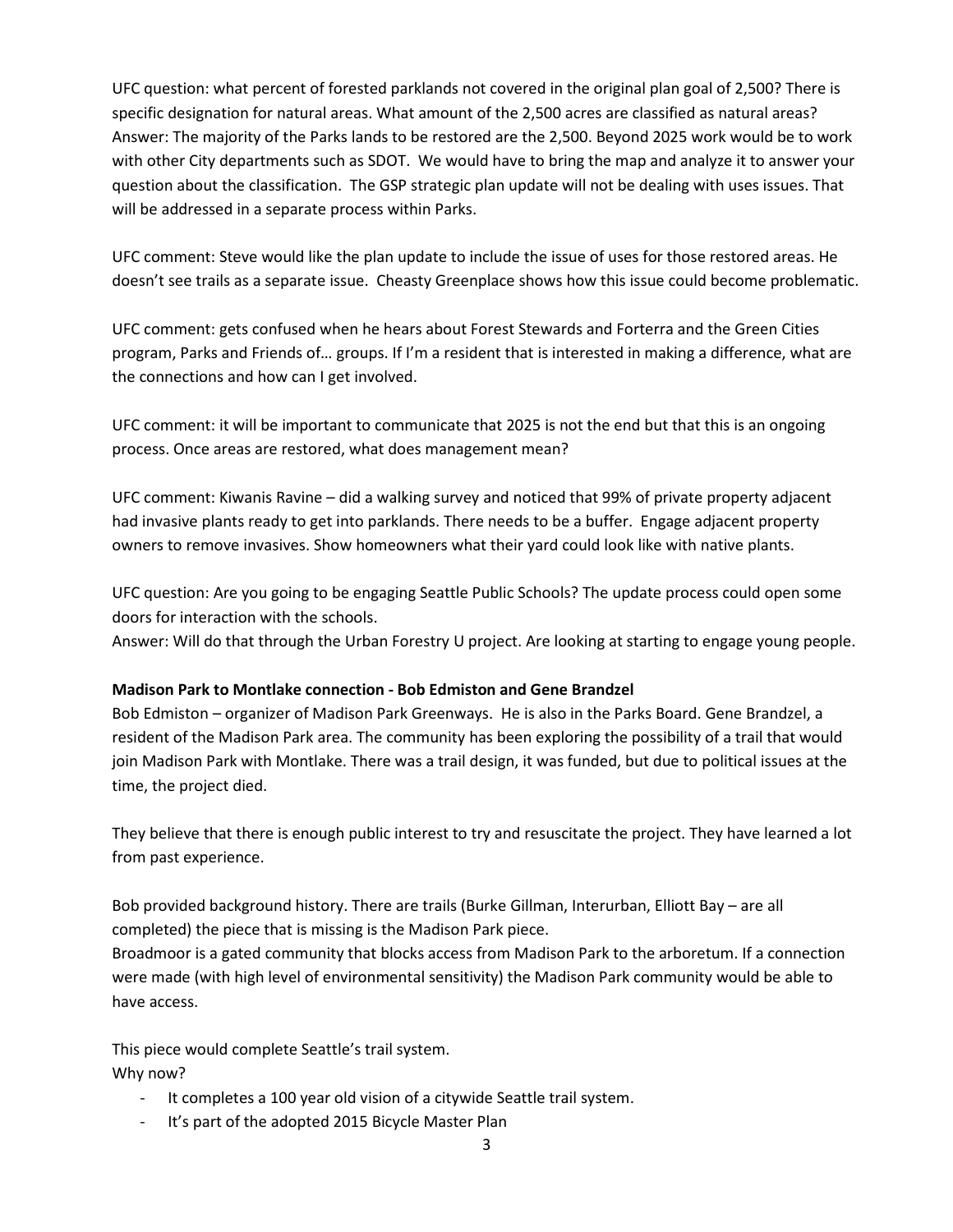UFC question: what percent of forested parklands not covered in the original plan goal of 2,500? There is specific designation for natural areas. What amount of the 2,500 acres are classified as natural areas?
Answer: The majority of the Parks lands to be restored are the 2,500. Beyond 2025 work would be to work with other City departments such as SDOT. We would have to bring the map and analyze it to answer your question about the classification. The GSP strategic plan update will not be dealing with uses issues. That will be addressed in a separate process within Parks.

UFC comment: Steve would like the plan update to include the issue of uses for those restored areas. He doesn't see trails as a separate issue. Cheasty Greenplace shows how this issue could become problematic.

UFC comment: gets confused when he hears about Forest Stewards and Forterra and the Green Cities program, Parks and Friends of… groups. If I'm a resident that is interested in making a difference, what are the connections and how can I get involved.

UFC comment: it will be important to communicate that 2025 is not the end but that this is an ongoing process. Once areas are restored, what does management mean?

UFC comment: Kiwanis Ravine – did a walking survey and noticed that 99% of private property adjacent had invasive plants ready to get into parklands. There needs to be a buffer. Engage adjacent property owners to remove invasives. Show homeowners what their yard could look like with native plants.

UFC question: Are you going to be engaging Seattle Public Schools? The update process could open some doors for interaction with the schools.
Answer: Will do that through the Urban Forestry U project. Are looking at starting to engage young people.

**Madison Park to Montlake connection - Bob Edmiston and Gene Brandzel**
Bob Edmiston – organizer of Madison Park Greenways. He is also in the Parks Board. Gene Brandzel, a resident of the Madison Park area. The community has been exploring the possibility of a trail that would join Madison Park with Montlake. There was a trail design, it was funded, but due to political issues at the time, the project died.

They believe that there is enough public interest to try and resuscitate the project. They have learned a lot from past experience.

Bob provided background history. There are trails (Burke Gillman, Interurban, Elliott Bay – are all completed) the piece that is missing is the Madison Park piece.
Broadmoor is a gated community that blocks access from Madison Park to the arboretum. If a connection were made (with high level of environmental sensitivity) the Madison Park community would be able to have access.

This piece would complete Seattle's trail system.
Why now?

- It completes a 100 year old vision of a citywide Seattle trail system.
- It's part of the adopted 2015 Bicycle Master Plan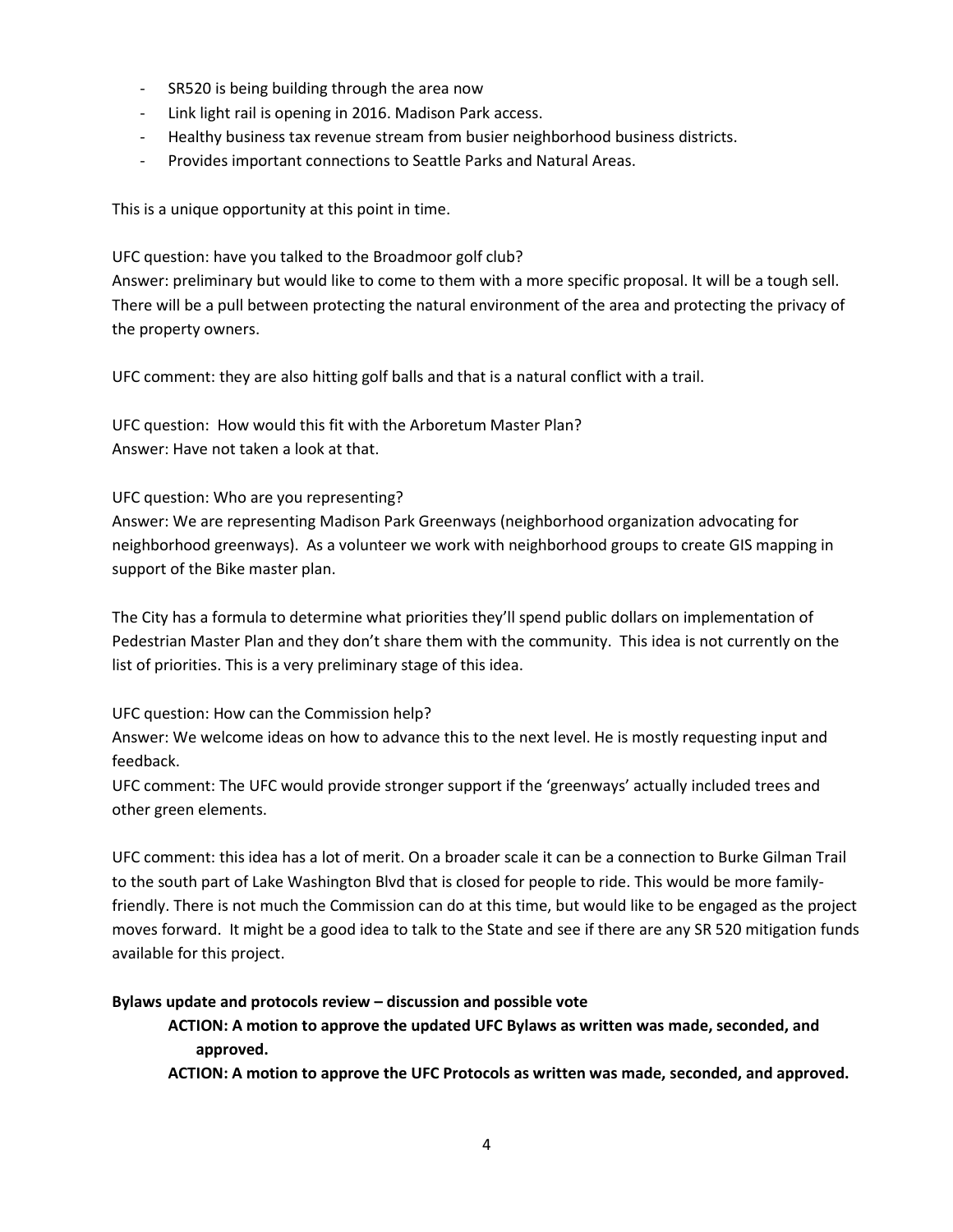- SR520 is being building through the area now
- Link light rail is opening in 2016. Madison Park access.
- Healthy business tax revenue stream from busier neighborhood business districts.
- Provides important connections to Seattle Parks and Natural Areas.

This is a unique opportunity at this point in time.

UFC question: have you talked to the Broadmoor golf club?
Answer: preliminary but would like to come to them with a more specific proposal. It will be a tough sell. There will be a pull between protecting the natural environment of the area and protecting the privacy of the property owners.

UFC comment: they are also hitting golf balls and that is a natural conflict with a trail.

UFC question: How would this fit with the Arboretum Master Plan?
Answer: Have not taken a look at that.

UFC question: Who are you representing?
Answer: We are representing Madison Park Greenways (neighborhood organization advocating for neighborhood greenways). As a volunteer we work with neighborhood groups to create GIS mapping in support of the Bike master plan.

The City has a formula to determine what priorities they'll spend public dollars on implementation of Pedestrian Master Plan and they don't share them with the community. This idea is not currently on the list of priorities. This is a very preliminary stage of this idea.

UFC question: How can the Commission help?
Answer: We welcome ideas on how to advance this to the next level. He is mostly requesting input and feedback.
UFC comment: The UFC would provide stronger support if the 'greenways' actually included trees and other green elements.

UFC comment: this idea has a lot of merit. On a broader scale it can be a connection to Burke Gilman Trail to the south part of Lake Washington Blvd that is closed for people to ride. This would be more family-friendly. There is not much the Commission can do at this time, but would like to be engaged as the project moves forward. It might be a good idea to talk to the State and see if there are any SR 520 mitigation funds available for this project.

**Bylaws update and protocols review – discussion and possible vote**

**ACTION: A motion to approve the updated UFC Bylaws as written was made, seconded, and approved.**

**ACTION: A motion to approve the UFC Protocols as written was made, seconded, and approved.**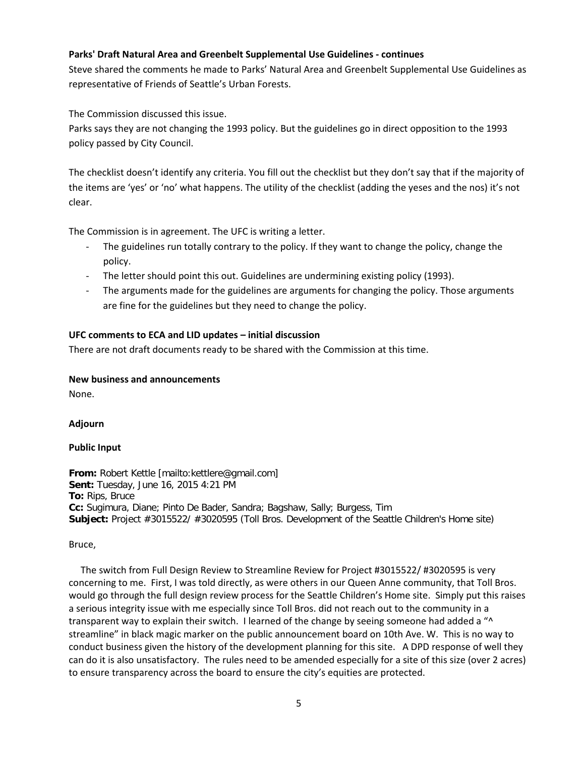**Parks' Draft Natural Area and Greenbelt Supplemental Use Guidelines - continues**

Steve shared the comments he made to Parks' Natural Area and Greenbelt Supplemental Use Guidelines as representative of Friends of Seattle's Urban Forests.

The Commission discussed this issue.

Parks says they are not changing the 1993 policy. But the guidelines go in direct opposition to the 1993 policy passed by City Council.

The checklist doesn't identify any criteria. You fill out the checklist but they don't say that if the majority of the items are 'yes' or 'no' what happens. The utility of the checklist (adding the yeses and the nos) it's not clear.

The Commission is in agreement. The UFC is writing a letter.

- The guidelines run totally contrary to the policy. If they want to change the policy, change the policy.
- The letter should point this out. Guidelines are undermining existing policy (1993).
- The arguments made for the guidelines are arguments for changing the policy. Those arguments are fine for the guidelines but they need to change the policy.

**UFC comments to ECA and LID updates – initial discussion**

There are not draft documents ready to be shared with the Commission at this time.

**New business and announcements**

None.

**Adjourn**

**Public Input**

**From:** Robert Kettle [mailto:kettlere@gmail.com]
**Sent:** Tuesday, June 16, 2015 4:21 PM
**To:** Rips, Bruce
**Cc:** Sugimura, Diane; Pinto De Bader, Sandra; Bagshaw, Sally; Burgess, Tim
**Subject:** Project #3015522/ #3020595 (Toll Bros. Development of the Seattle Children's Home site)

Bruce,

The switch from Full Design Review to Streamline Review for Project #3015522/ #3020595 is very concerning to me. First, I was told directly, as were others in our Queen Anne community, that Toll Bros. would go through the full design review process for the Seattle Children's Home site. Simply put this raises a serious integrity issue with me especially since Toll Bros. did not reach out to the community in a transparent way to explain their switch. I learned of the change by seeing someone had added a "^ streamline" in black magic marker on the public announcement board on 10th Ave. W. This is no way to conduct business given the history of the development planning for this site. A DPD response of well they can do it is also unsatisfactory. The rules need to be amended especially for a site of this size (over 2 acres) to ensure transparency across the board to ensure the city's equities are protected.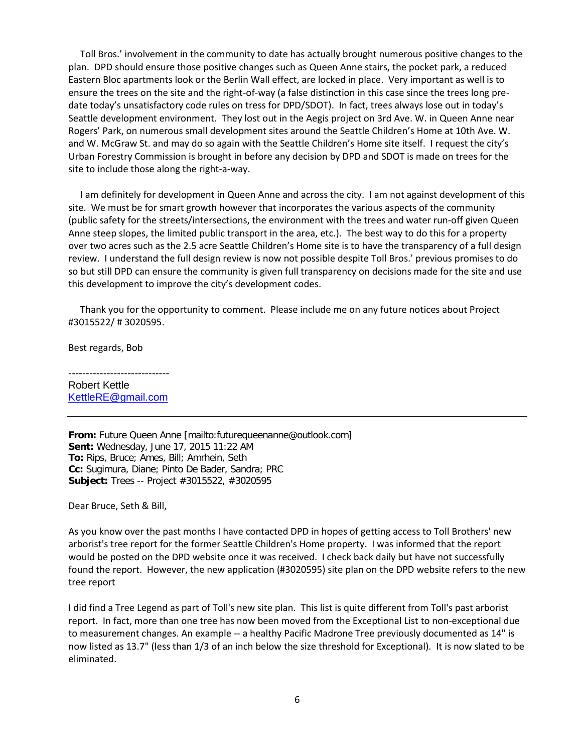Toll Bros.' involvement in the community to date has actually brought numerous positive changes to the plan. DPD should ensure those positive changes such as Queen Anne stairs, the pocket park, a reduced Eastern Bloc apartments look or the Berlin Wall effect, are locked in place. Very important as well is to ensure the trees on the site and the right-of-way (a false distinction in this case since the trees long pre-date today's unsatisfactory code rules on tress for DPD/SDOT). In fact, trees always lose out in today's Seattle development environment. They lost out in the Aegis project on 3rd Ave. W. in Queen Anne near Rogers' Park, on numerous small development sites around the Seattle Children's Home at 10th Ave. W. and W. McGraw St. and may do so again with the Seattle Children's Home site itself. I request the city's Urban Forestry Commission is brought in before any decision by DPD and SDOT is made on trees for the site to include those along the right-a-way.

I am definitely for development in Queen Anne and across the city. I am not against development of this site. We must be for smart growth however that incorporates the various aspects of the community (public safety for the streets/intersections, the environment with the trees and water run-off given Queen Anne steep slopes, the limited public transport in the area, etc.). The best way to do this for a property over two acres such as the 2.5 acre Seattle Children's Home site is to have the transparency of a full design review. I understand the full design review is now not possible despite Toll Bros.' previous promises to do so but still DPD can ensure the community is given full transparency on decisions made for the site and use this development to improve the city's development codes.

Thank you for the opportunity to comment. Please include me on any future notices about Project #3015522/ # 3020595.

Best regards, Bob

-----------------------------
Robert Kettle
KettleRE@gmail.com

---

**From:** Future Queen Anne [mailto:futurequeenanne@outlook.com]
**Sent:** Wednesday, June 17, 2015 11:22 AM
**To:** Rips, Bruce; Ames, Bill; Amrhein, Seth
**Cc:** Sugimura, Diane; Pinto De Bader, Sandra; PRC
**Subject:** Trees -- Project #3015522, #3020595

Dear Bruce, Seth & Bill,

As you know over the past months I have contacted DPD in hopes of getting access to Toll Brothers' new arborist's tree report for the former Seattle Children's Home property. I was informed that the report would be posted on the DPD website once it was received. I check back daily but have not successfully found the report. However, the new application (#3020595) site plan on the DPD website refers to the new tree report

I did find a Tree Legend as part of Toll's new site plan. This list is quite different from Toll's past arborist report. In fact, more than one tree has now been moved from the Exceptional List to non-exceptional due to measurement changes. An example -- a healthy Pacific Madrone Tree previously documented as 14" is now listed as 13.7" (less than 1/3 of an inch below the size threshold for Exceptional). It is now slated to be eliminated.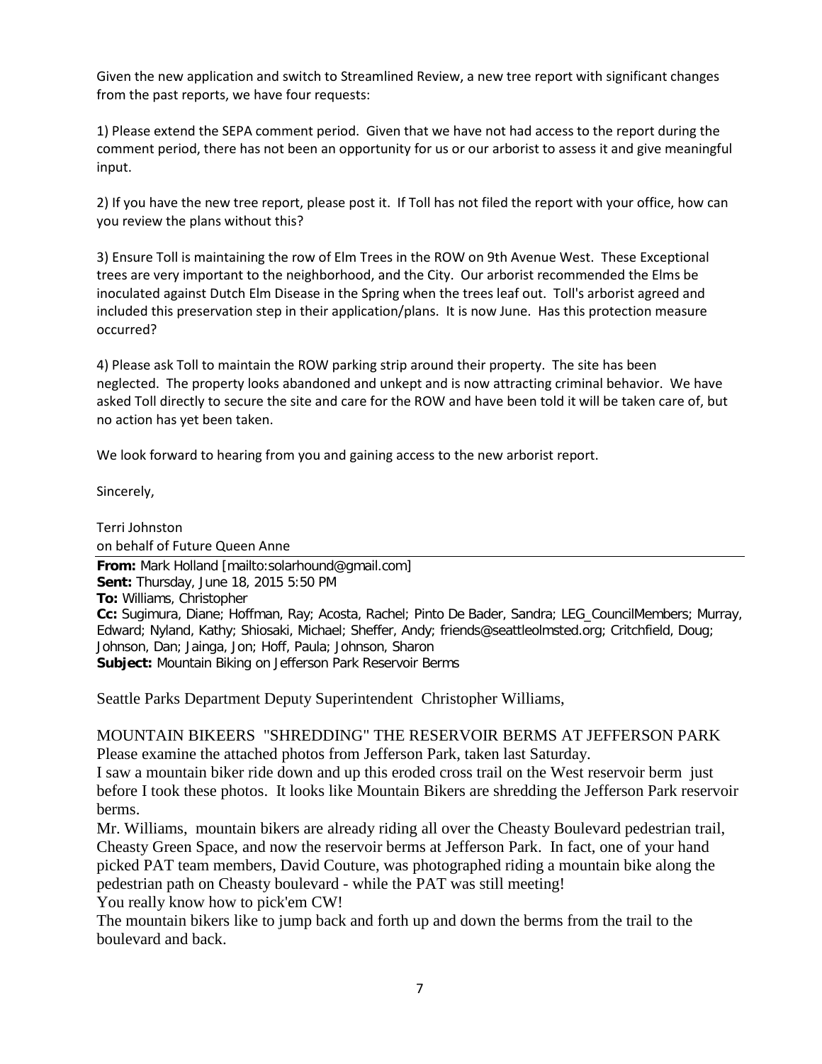Given the new application and switch to Streamlined Review, a new tree report with significant changes from the past reports, we have four requests:

1) Please extend the SEPA comment period. Given that we have not had access to the report during the comment period, there has not been an opportunity for us or our arborist to assess it and give meaningful input.

2) If you have the new tree report, please post it. If Toll has not filed the report with your office, how can you review the plans without this?

3) Ensure Toll is maintaining the row of Elm Trees in the ROW on 9th Avenue West. These Exceptional trees are very important to the neighborhood, and the City. Our arborist recommended the Elms be inoculated against Dutch Elm Disease in the Spring when the trees leaf out. Toll's arborist agreed and included this preservation step in their application/plans. It is now June. Has this protection measure occurred?

4) Please ask Toll to maintain the ROW parking strip around their property. The site has been neglected. The property looks abandoned and unkept and is now attracting criminal behavior. We have asked Toll directly to secure the site and care for the ROW and have been told it will be taken care of, but no action has yet been taken.

We look forward to hearing from you and gaining access to the new arborist report.

Sincerely,

Terri Johnston
on behalf of Future Queen Anne

---

**From:** Mark Holland [mailto:solarhound@gmail.com]
**Sent:** Thursday, June 18, 2015 5:50 PM
**To:** Williams, Christopher
**Cc:** Sugimura, Diane; Hoffman, Ray; Acosta, Rachel; Pinto De Bader, Sandra; LEG_CouncilMembers; Murray, Edward; Nyland, Kathy; Shiosaki, Michael; Sheffer, Andy; friends@seattleolmsted.org; Critchfield, Doug; Johnson, Dan; Jainga, Jon; Hoff, Paula; Johnson, Sharon
**Subject:** Mountain Biking on Jefferson Park Reservoir Berms

Seattle Parks Department Deputy Superintendent Christopher Williams,

MOUNTAIN BIKEERS "SHREDDING" THE RESERVOIR BERMS AT JEFFERSON PARK
Please examine the attached photos from Jefferson Park, taken last Saturday.
I saw a mountain biker ride down and up this eroded cross trail on the West reservoir berm just before I took these photos. It looks like Mountain Bikers are shredding the Jefferson Park reservoir berms.
Mr. Williams, mountain bikers are already riding all over the Cheasty Boulevard pedestrian trail, Cheasty Green Space, and now the reservoir berms at Jefferson Park. In fact, one of your hand picked PAT team members, David Couture, was photographed riding a mountain bike along the pedestrian path on Cheasty boulevard - while the PAT was still meeting!
You really know how to pick'em CW!
The mountain bikers like to jump back and forth up and down the berms from the trail to the boulevard and back.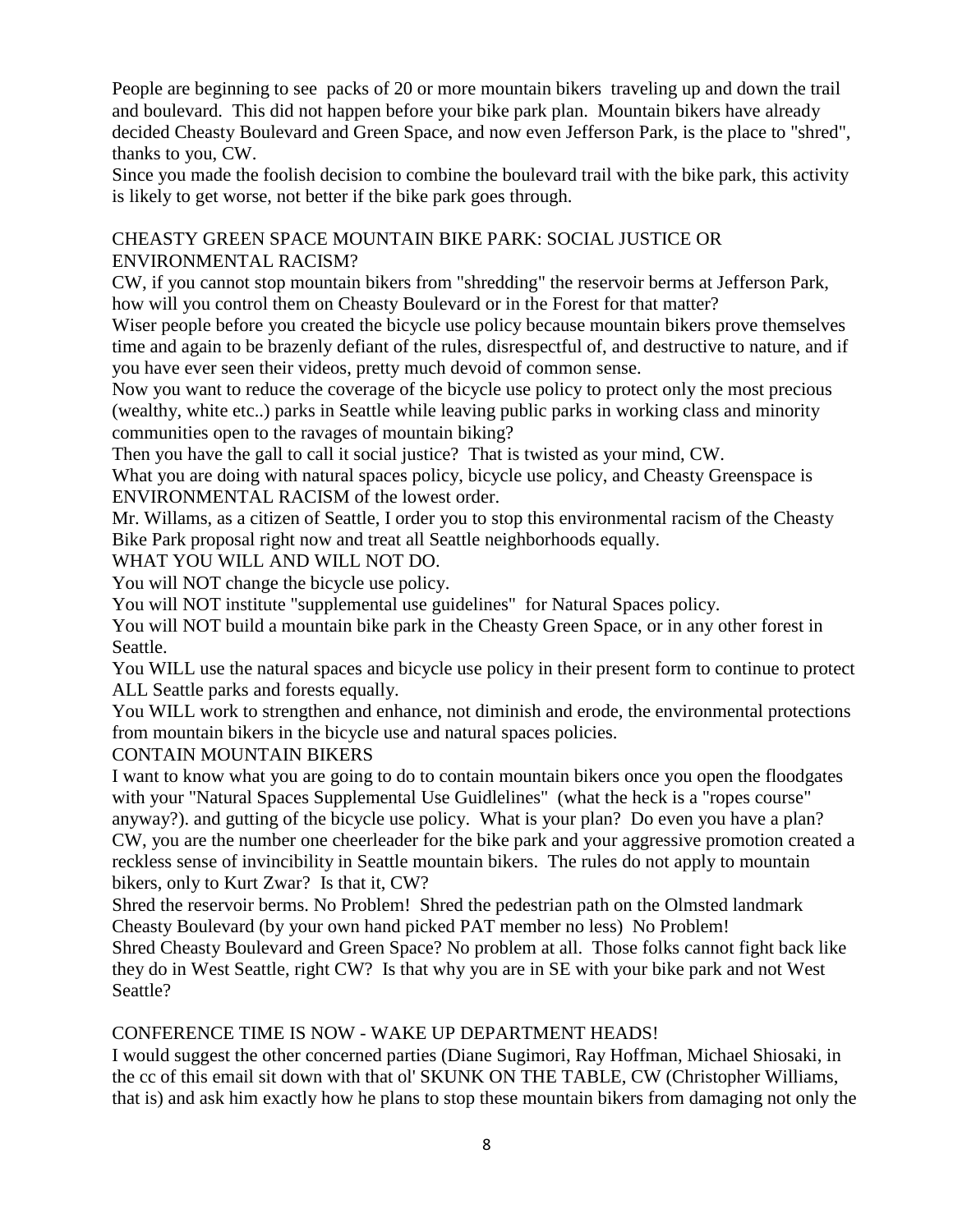People are beginning to see packs of 20 or more mountain bikers traveling up and down the trail and boulevard. This did not happen before your bike park plan. Mountain bikers have already decided Cheasty Boulevard and Green Space, and now even Jefferson Park, is the place to "shred", thanks to you, CW.

Since you made the foolish decision to combine the boulevard trail with the bike park, this activity is likely to get worse, not better if the bike park goes through.

CHEASTY GREEN SPACE MOUNTAIN BIKE PARK: SOCIAL JUSTICE OR ENVIRONMENTAL RACISM?

CW, if you cannot stop mountain bikers from "shredding" the reservoir berms at Jefferson Park, how will you control them on Cheasty Boulevard or in the Forest for that matter?

Wiser people before you created the bicycle use policy because mountain bikers prove themselves time and again to be brazenly defiant of the rules, disrespectful of, and destructive to nature, and if you have ever seen their videos, pretty much devoid of common sense.

Now you want to reduce the coverage of the bicycle use policy to protect only the most precious (wealthy, white etc..) parks in Seattle while leaving public parks in working class and minority communities open to the ravages of mountain biking?

Then you have the gall to call it social justice? That is twisted as your mind, CW.

What you are doing with natural spaces policy, bicycle use policy, and Cheasty Greenspace is ENVIRONMENTAL RACISM of the lowest order.

Mr. Willams, as a citizen of Seattle, I order you to stop this environmental racism of the Cheasty Bike Park proposal right now and treat all Seattle neighborhoods equally.

WHAT YOU WILL AND WILL NOT DO.

You will NOT change the bicycle use policy.

You will NOT institute "supplemental use guidelines" for Natural Spaces policy.

You will NOT build a mountain bike park in the Cheasty Green Space, or in any other forest in Seattle.

You WILL use the natural spaces and bicycle use policy in their present form to continue to protect ALL Seattle parks and forests equally.

You WILL work to strengthen and enhance, not diminish and erode, the environmental protections from mountain bikers in the bicycle use and natural spaces policies.

CONTAIN MOUNTAIN BIKERS

I want to know what you are going to do to contain mountain bikers once you open the floodgates with your "Natural Spaces Supplemental Use Guidlelines" (what the heck is a "ropes course" anyway?). and gutting of the bicycle use policy. What is your plan? Do even you have a plan? CW, you are the number one cheerleader for the bike park and your aggressive promotion created a reckless sense of invincibility in Seattle mountain bikers. The rules do not apply to mountain bikers, only to Kurt Zwar? Is that it, CW?

Shred the reservoir berms. No Problem! Shred the pedestrian path on the Olmsted landmark Cheasty Boulevard (by your own hand picked PAT member no less) No Problem!

Shred Cheasty Boulevard and Green Space? No problem at all. Those folks cannot fight back like they do in West Seattle, right CW? Is that why you are in SE with your bike park and not West Seattle?

CONFERENCE TIME IS NOW - WAKE UP DEPARTMENT HEADS!

I would suggest the other concerned parties (Diane Sugimori, Ray Hoffman, Michael Shiosaki, in the cc of this email sit down with that ol' SKUNK ON THE TABLE, CW (Christopher Williams, that is) and ask him exactly how he plans to stop these mountain bikers from damaging not only the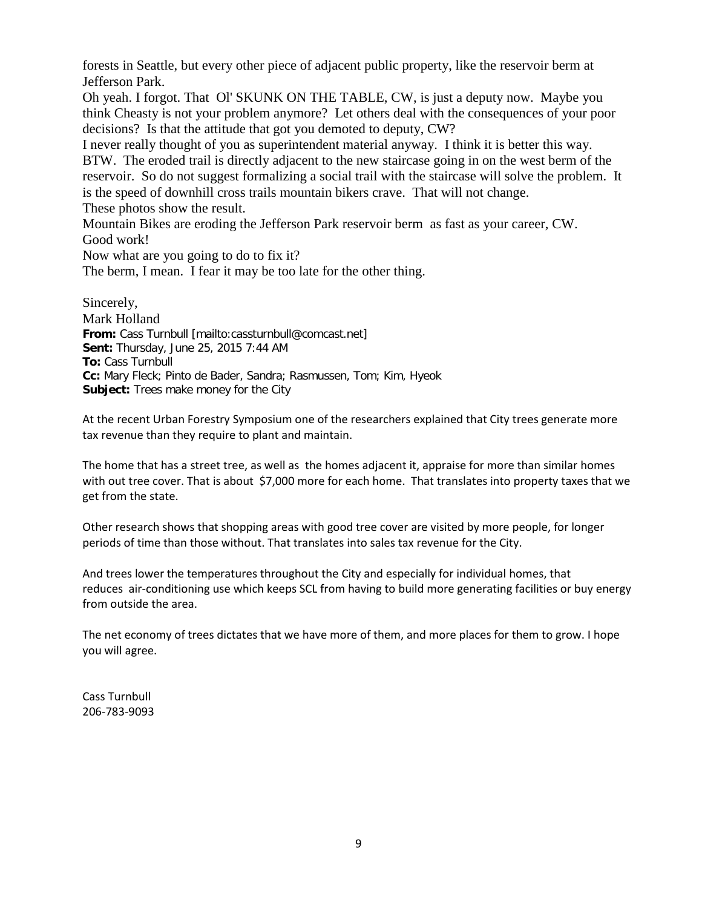forests in Seattle, but every other piece of adjacent public property, like the reservoir berm at Jefferson Park.

Oh yeah. I forgot. That Ol' SKUNK ON THE TABLE, CW, is just a deputy now. Maybe you think Cheasty is not your problem anymore? Let others deal with the consequences of your poor decisions? Is that the attitude that got you demoted to deputy, CW?

I never really thought of you as superintendent material anyway. I think it is better this way.

BTW. The eroded trail is directly adjacent to the new staircase going in on the west berm of the reservoir. So do not suggest formalizing a social trail with the staircase will solve the problem. It is the speed of downhill cross trails mountain bikers crave. That will not change.

These photos show the result.

Mountain Bikes are eroding the Jefferson Park reservoir berm as fast as your career, CW.

Good work!

Now what are you going to do to fix it?

The berm, I mean. I fear it may be too late for the other thing.

Sincerely,
Mark Holland

**From:** Cass Turnbull [mailto:cassturnbull@comcast.net]
**Sent:** Thursday, June 25, 2015 7:44 AM
**To:** Cass Turnbull
**Cc:** Mary Fleck; Pinto de Bader, Sandra; Rasmussen, Tom; Kim, Hyeok
**Subject:** Trees make money for the City

At the recent Urban Forestry Symposium one of the researchers explained that City trees generate more tax revenue than they require to plant and maintain.

The home that has a street tree, as well as the homes adjacent it, appraise for more than similar homes with out tree cover. That is about $7,000 more for each home. That translates into property taxes that we get from the state.

Other research shows that shopping areas with good tree cover are visited by more people, for longer periods of time than those without. That translates into sales tax revenue for the City.

And trees lower the temperatures throughout the City and especially for individual homes, that reduces air-conditioning use which keeps SCL from having to build more generating facilities or buy energy from outside the area.

The net economy of trees dictates that we have more of them, and more places for them to grow. I hope you will agree.

Cass Turnbull
206-783-9093